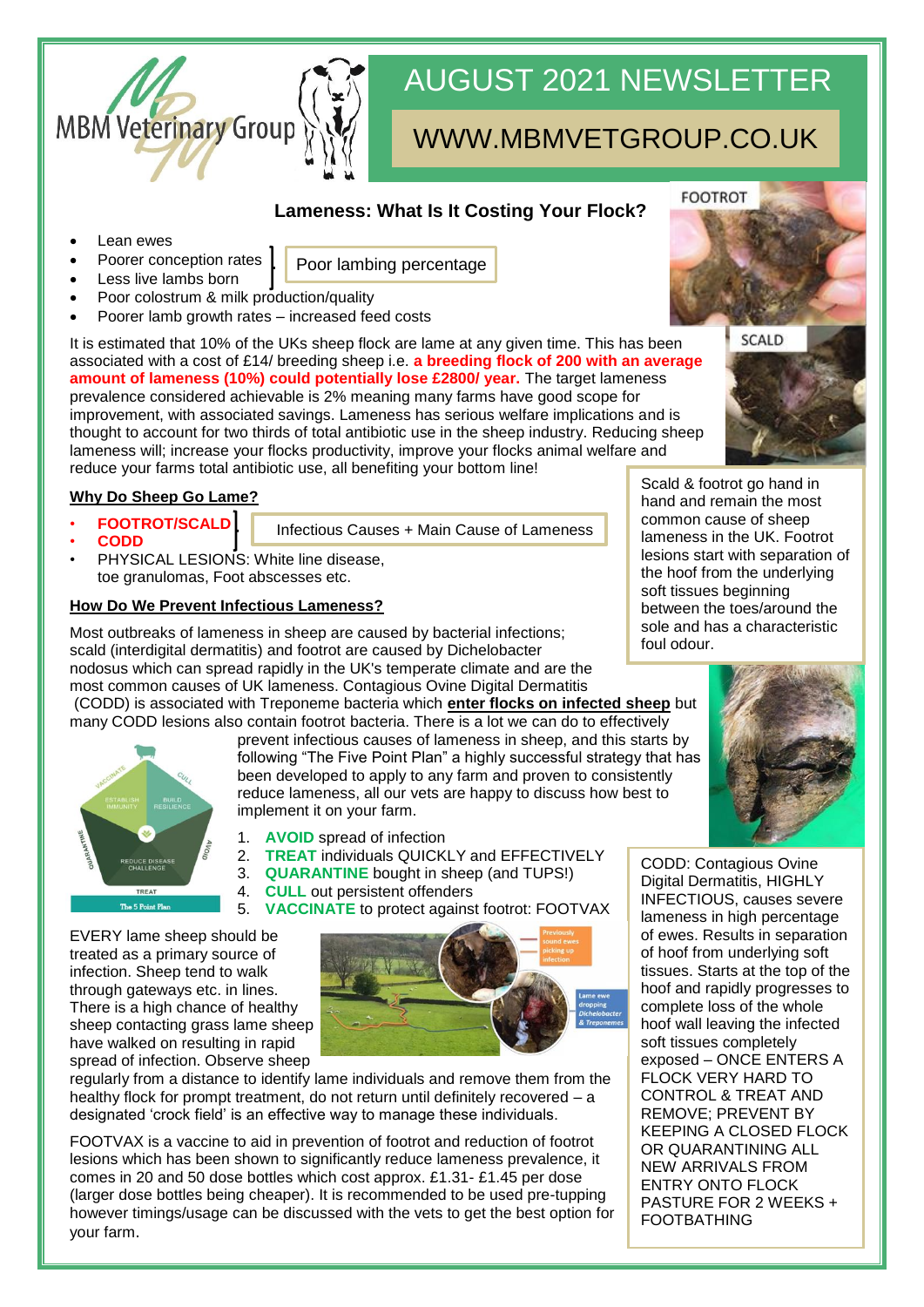# AUGUST 2021 NEWSLETTER

# WWW.MBMVETGROUP.CO.UK

MBM Veterinary Group

## Lameness: What Is It Costing Your Flock?

- Lean ewes
- Poorer conception rates
- Less live lambs born
- Poor colostrum & milk production/quality
- Poorer lamb growth rates – increased feed costs

Poor lambing percentage

It is estimated that 10% of the UKs sheep flock are lame at any given time. This has been associated with a cost of £14/ breeding sheep i.e. **a breeding flock of 200 with an average amount of lameness (10%) could potentially lose £2800/ year.** The target lameness prevalence considered achievable is 2% meaning many farms have good scope for improvement, with associated savings. Lameness has serious welfare implications and is thought to account for two thirds of total antibiotic use in the sheep industry. Reducing sheep lameness will; increase your flocks productivity, improve your flocks animal welfare and reduce your farms total antibiotic use, all benefiting your bottom line!

### Why Do Sheep Go Lame?

- **FOOTROT/SCALD**
- **CODD**
- PHYSICAL LESIONS: White line disease, toe granulomas, Foot abscesses etc.

Infectious Causes + Main Cause of Lameness

### How Do We Prevent Infectious Lameness?

Most outbreaks of lameness in sheep are caused by bacterial infections; scald (interdigital dermatitis) and footrot are caused by Dichelobacter nodosus which can spread rapidly in the UK's temperate climate and are the most common causes of UK lameness. Contagious Ovine Digital Dermatitis (CODD) is associated with Treponeme bacteria which **enter flocks on infected sheep** but many CODD lesions also contain footrot bacteria. There is a lot we can do to effectively prevent infectious causes of lameness in sheep, and this starts by following "The Five Point Plan" a highly successful strategy that has been developed to apply to any farm and proven to consistently reduce lameness, all our vets are happy to discuss how best to implement it on your farm.

1. **AVOID** spread of infection
2. **TREAT** individuals QUICKLY and EFFECTIVELY
3. **QUARANTINE** bought in sheep (and TUPS!)
4. **CULL** out persistent offenders
5. **VACCINATE** to protect against footrot: FOOTVAX

The 5 Point Plan

EVERY lame sheep should be treated as a primary source of infection. Sheep tend to walk through gateways etc. in lines. There is a high chance of healthy sheep contacting grass lame sheep have walked on resulting in rapid spread of infection. Observe sheep regularly from a distance to identify lame individuals and remove them from the healthy flock for prompt treatment, do not return until definitely recovered – a designated 'crock field' is an effective way to manage these individuals.

FOOTVAX is a vaccine to aid in prevention of footrot and reduction of footrot lesions which has been shown to significantly reduce lameness prevalence, it comes in 20 and 50 dose bottles which cost approx. £1.31- £1.45 per dose (larger dose bottles being cheaper). It is recommended to be used pre-tupping however timings/usage can be discussed with the vets to get the best option for your farm.

FOOTROT

SCALD

Scald & footrot go hand in hand and remain the most common cause of sheep lameness in the UK. Footrot lesions start with separation of the hoof from the underlying soft tissues beginning between the toes/around the sole and has a characteristic foul odour.

CODD: Contagious Ovine Digital Dermatitis, HIGHLY INFECTIOUS, causes severe lameness in high percentage of ewes. Results in separation of hoof from underlying soft tissues. Starts at the top of the hoof and rapidly progresses to complete loss of the whole hoof wall leaving the infected soft tissues completely exposed – ONCE ENTERS A FLOCK VERY HARD TO CONTROL & TREAT AND REMOVE; PREVENT BY KEEPING A CLOSED FLOCK OR QUARANTINING ALL NEW ARRIVALS FROM ENTRY ONTO FLOCK PASTURE FOR 2 WEEKS + FOOTBATHING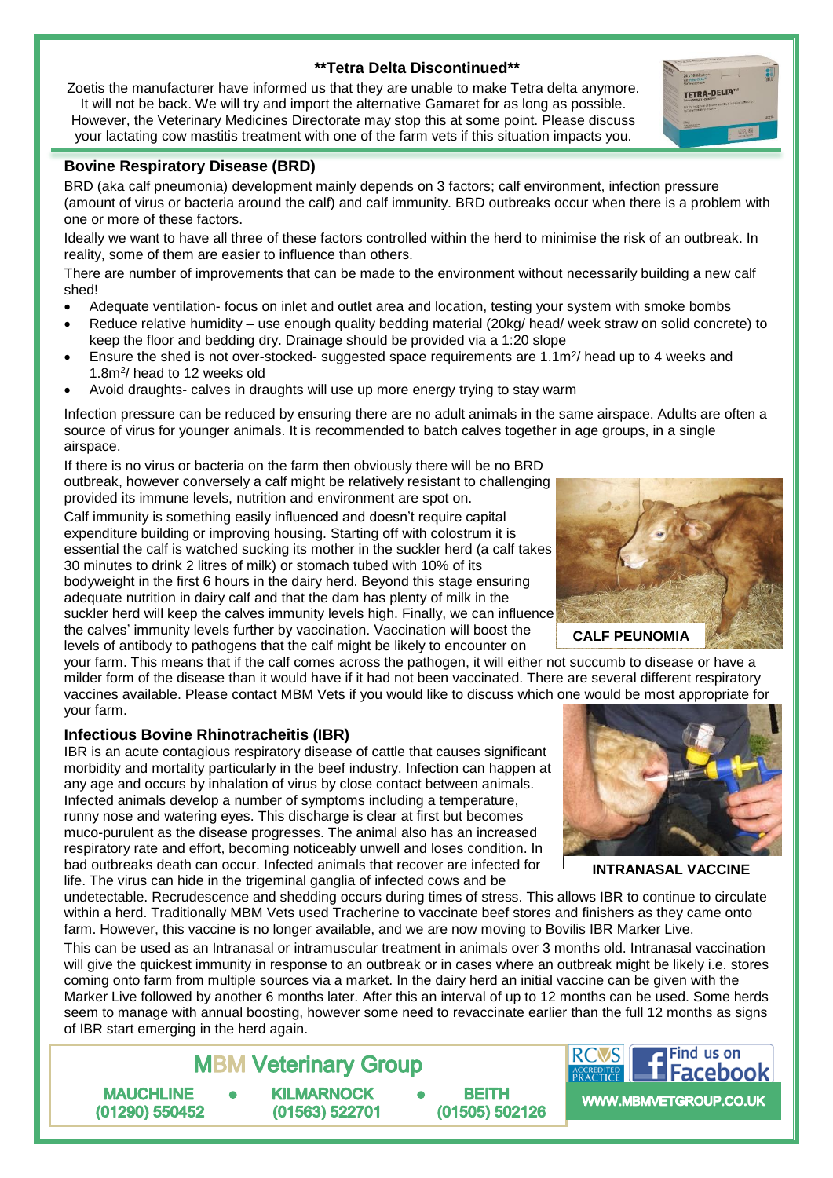## **Tetra Delta Discontinued**

Zoetis the manufacturer have informed us that they are unable to make Tetra delta anymore. It will not be back. We will try and import the alternative Gamaret for as long as possible. However, the Veterinary Medicines Directorate may stop this at some point. Please discuss your lactating cow mastitis treatment with one of the farm vets if this situation impacts you.

## Bovine Respiratory Disease (BRD)

BRD (aka calf pneumonia) development mainly depends on 3 factors; calf environment, infection pressure (amount of virus or bacteria around the calf) and calf immunity. BRD outbreaks occur when there is a problem with one or more of these factors.

Ideally we want to have all three of these factors controlled within the herd to minimise the risk of an outbreak. In reality, some of them are easier to influence than others.

There are number of improvements that can be made to the environment without necessarily building a new calf shed!

- Adequate ventilation- focus on inlet and outlet area and location, testing your system with smoke bombs
- Reduce relative humidity – use enough quality bedding material (20kg/ head/ week straw on solid concrete) to keep the floor and bedding dry. Drainage should be provided via a 1:20 slope
- Ensure the shed is not over-stocked- suggested space requirements are 1.1m$^2$/ head up to 4 weeks and 1.8m$^2$/ head to 12 weeks old
- Avoid draughts- calves in draughts will use up more energy trying to stay warm

Infection pressure can be reduced by ensuring there are no adult animals in the same airspace. Adults are often a source of virus for younger animals. It is recommended to batch calves together in age groups, in a single airspace.

If there is no virus or bacteria on the farm then obviously there will be no BRD outbreak, however conversely a calf might be relatively resistant to challenging provided its immune levels, nutrition and environment are spot on.

Calf immunity is something easily influenced and doesn't require capital expenditure building or improving housing. Starting off with colostrum it is essential the calf is watched sucking its mother in the suckler herd (a calf takes 30 minutes to drink 2 litres of milk) or stomach tubed with 10% of its bodyweight in the first 6 hours in the dairy herd. Beyond this stage ensuring adequate nutrition in dairy calf and that the dam has plenty of milk in the suckler herd will keep the calves immunity levels high. Finally, we can influence the calves' immunity levels further by vaccination. Vaccination will boost the levels of antibody to pathogens that the calf might be likely to encounter on your farm. This means that if the calf comes across the pathogen, it will either not succumb to disease or have a milder form of the disease than it would have if it had not been vaccinated. There are several different respiratory vaccines available. Please contact MBM Vets if you would like to discuss which one would be most appropriate for your farm.

**CALF PEUNOMIA**

## Infectious Bovine Rhinotracheitis (IBR)

IBR is an acute contagious respiratory disease of cattle that causes significant morbidity and mortality particularly in the beef industry. Infection can happen at any age and occurs by inhalation of virus by close contact between animals. Infected animals develop a number of symptoms including a temperature, runny nose and watering eyes. This discharge is clear at first but becomes muco-purulent as the disease progresses. The animal also has an increased respiratory rate and effort, becoming noticeably unwell and loses condition. In bad outbreaks death can occur. Infected animals that recover are infected for life. The virus can hide in the trigeminal ganglia of infected cows and be undetectable. Recrudescence and shedding occurs during times of stress. This allows IBR to continue to circulate within a herd. Traditionally MBM Vets used Tracherine to vaccinate beef stores and finishers as they came onto farm. However, this vaccine is no longer available, and we are now moving to Bovilis IBR Marker Live.

**INTRANASAL VACCINE**

This can be used as an Intranasal or intramuscular treatment in animals over 3 months old. Intranasal vaccination will give the quickest immunity in response to an outbreak or in cases where an outbreak might be likely i.e. stores coming onto farm from multiple sources via a market. In the dairy herd an initial vaccine can be given with the Marker Live followed by another 6 months later. After this an interval of up to 12 months can be used. Some herds seem to manage with annual boosting, however some need to revaccinate earlier than the full 12 months as signs of IBR start emerging in the herd again.

**MBM Veterinary Group**

MAUCHLINE (01290) 550452 • KILMARNOCK (01563) 522701 • BEITH (01505) 502126

RCVS Accredited Practice — Find us on Facebook — WWW.MBMVETGROUP.CO.UK